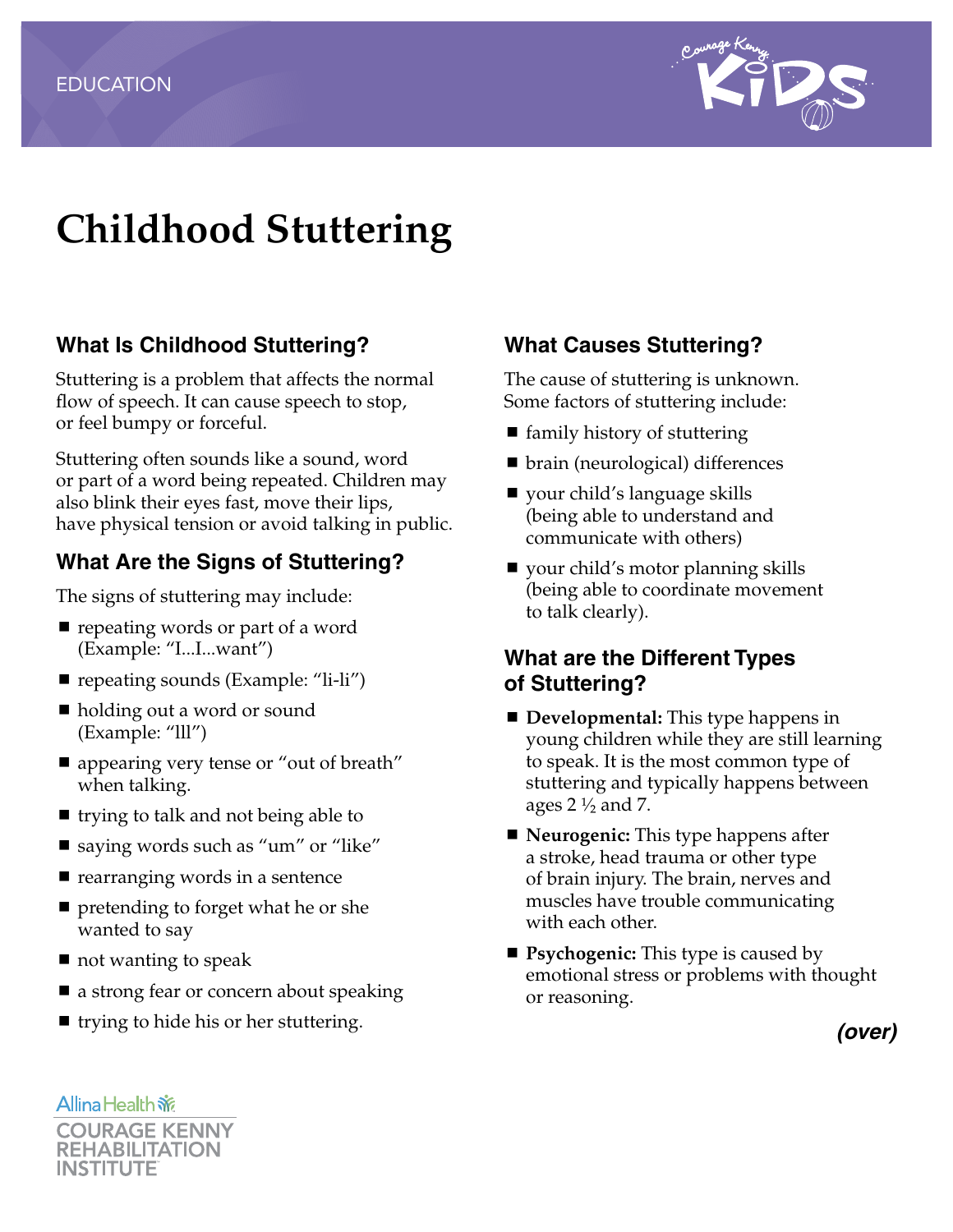EDUCATION

# Childhood Stuttering

## What Is Childhood Stuttering?

Stuttering is a problem that affects the normal flow of speech. It can cause speech to stop, or feel bumpy or forceful.

Stuttering often sounds like a sound, word or part of a word being repeated. Children may also blink their eyes fast, move their lips, have physical tension or avoid talking in public.

## What Are the Signs of Stuttering?

The signs of stuttering may include:

- repeating words or part of a word (Example: "I...I...want")
- repeating sounds (Example: "li-li")
- holding out a word or sound (Example: "lll")
- appearing very tense or "out of breath" when talking.
- trying to talk and not being able to
- saying words such as "um" or "like"
- rearranging words in a sentence
- pretending to forget what he or she wanted to say
- not wanting to speak
- a strong fear or concern about speaking
- trying to hide his or her stuttering.

## What Causes Stuttering?

The cause of stuttering is unknown. Some factors of stuttering include:

- family history of stuttering
- brain (neurological) differences
- your child's language skills (being able to understand and communicate with others)
- your child's motor planning skills (being able to coordinate movement to talk clearly).

## What are the Different Types of Stuttering?

- **Developmental:** This type happens in young children while they are still learning to speak. It is the most common type of stuttering and typically happens between ages 2 ½ and 7.
- **Neurogenic:** This type happens after a stroke, head trauma or other type of brain injury. The brain, nerves and muscles have trouble communicating with each other.
- **Psychogenic:** This type is caused by emotional stress or problems with thought or reasoning.

***(over)***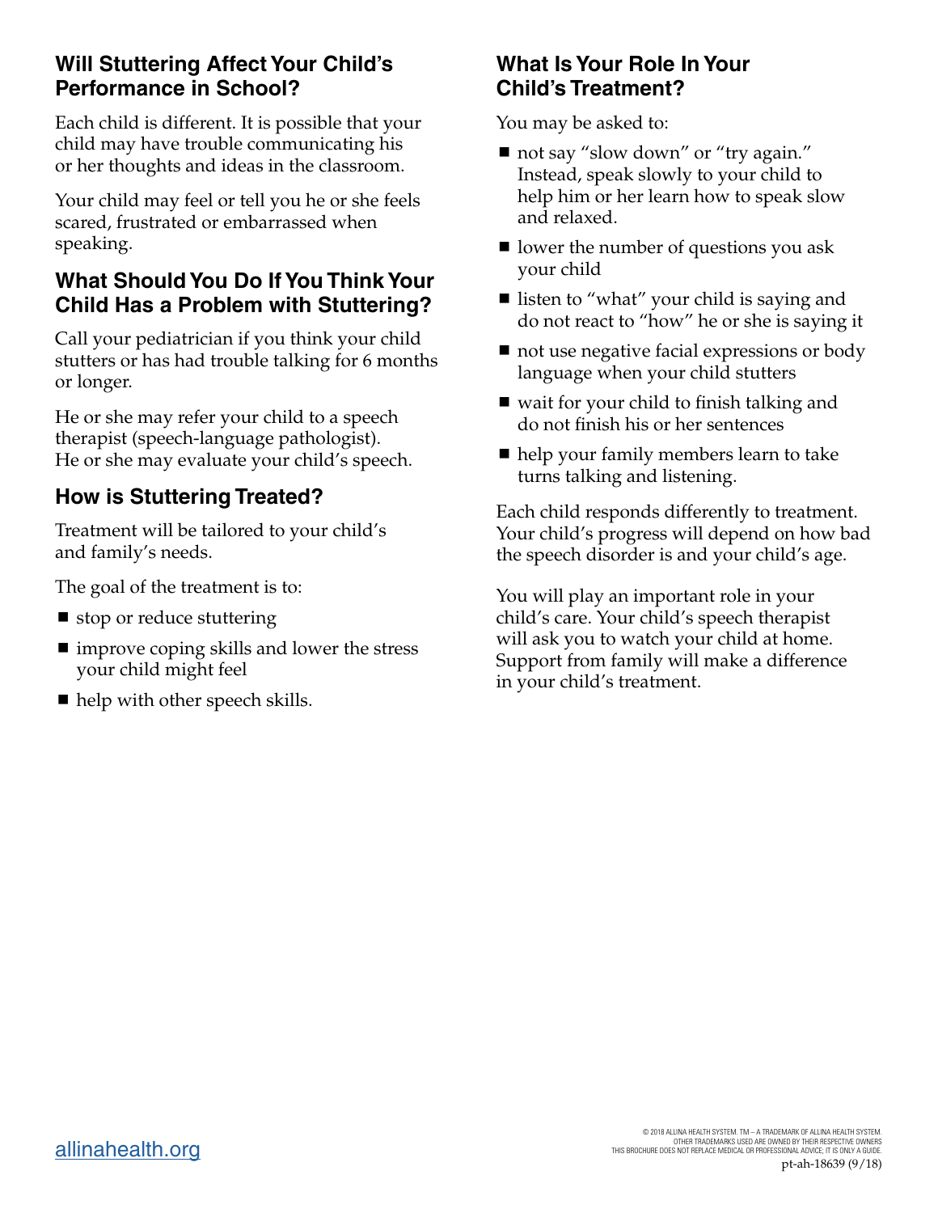## Will Stuttering Affect Your Child's Performance in School?

Each child is different. It is possible that your child may have trouble communicating his or her thoughts and ideas in the classroom.

Your child may feel or tell you he or she feels scared, frustrated or embarrassed when speaking.

## What Should You Do If You Think Your Child Has a Problem with Stuttering?

Call your pediatrician if you think your child stutters or has had trouble talking for 6 months or longer.

He or she may refer your child to a speech therapist (speech-language pathologist). He or she may evaluate your child's speech.

## How is Stuttering Treated?

Treatment will be tailored to your child's and family's needs.

The goal of the treatment is to:

- stop or reduce stuttering
- improve coping skills and lower the stress your child might feel
- help with other speech skills.

## What Is Your Role In Your Child's Treatment?

You may be asked to:

- not say "slow down" or "try again." Instead, speak slowly to your child to help him or her learn how to speak slow and relaxed.
- lower the number of questions you ask your child
- listen to "what" your child is saying and do not react to "how" he or she is saying it
- not use negative facial expressions or body language when your child stutters
- wait for your child to finish talking and do not finish his or her sentences
- help your family members learn to take turns talking and listening.

Each child responds differently to treatment. Your child's progress will depend on how bad the speech disorder is and your child's age.

You will play an important role in your child's care. Your child's speech therapist will ask you to watch your child at home. Support from family will make a difference in your child's treatment.

allinahealth.org

© 2018 ALLINA HEALTH SYSTEM. TM – A TRADEMARK OF ALLINA HEALTH SYSTEM.
OTHER TRADEMARKS USED ARE OWNED BY THEIR RESPECTIVE OWNERS
THIS BROCHURE DOES NOT REPLACE MEDICAL OR PROFESSIONAL ADVICE; IT IS ONLY A GUIDE.
pt-ah-18639 (9/18)